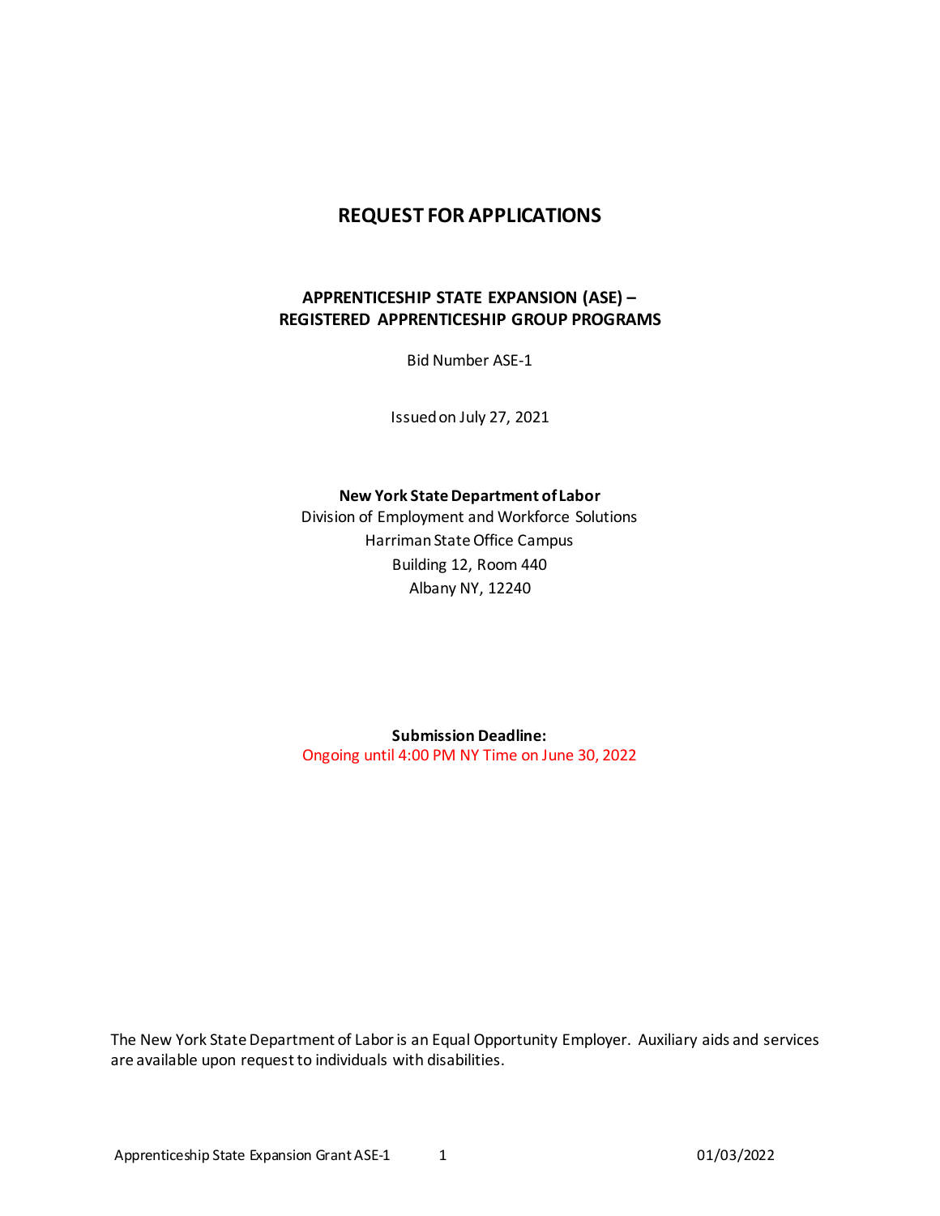# REQUEST FOR APPLICATIONS

## APPRENTICESHIP STATE EXPANSION (ASE) – REGISTERED APPRENTICESHIP GROUP PROGRAMS

Bid Number ASE-1

Issued on July 27, 2021

**New York State Department of Labor**
Division of Employment and Workforce Solutions
Harriman State Office Campus
Building 12, Room 440
Albany NY, 12240

**Submission Deadline:**
Ongoing until 4:00 PM NY Time on June 30, 2022

The New York State Department of Labor is an Equal Opportunity Employer. Auxiliary aids and services are available upon request to individuals with disabilities.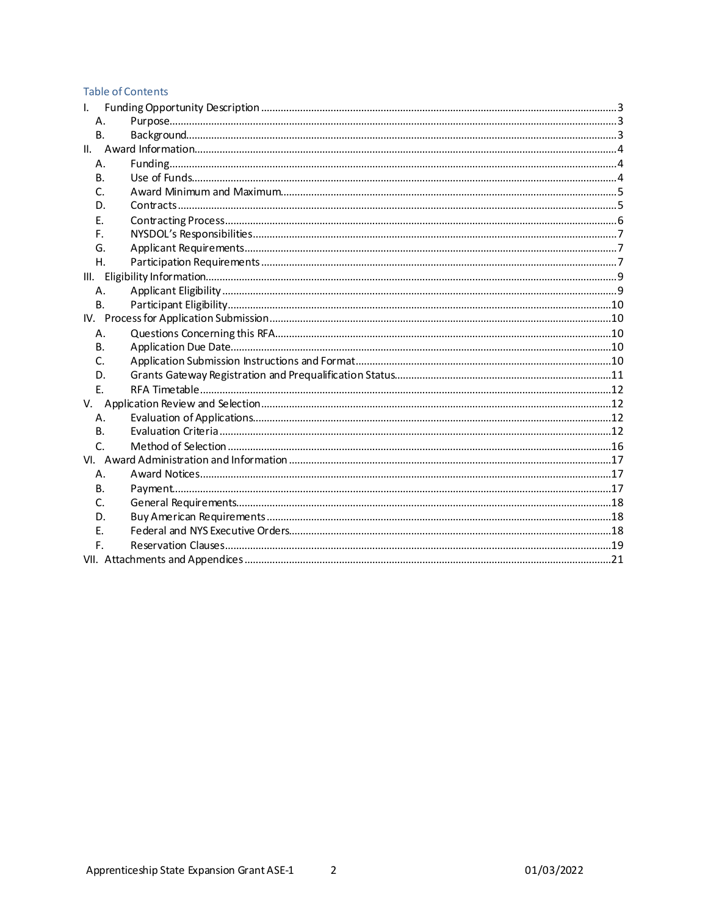## Table of Contents

- I. Funding Opportunity Description ........ 3
  - A. Purpose ........ 3
  - B. Background ........ 3
- II. Award Information ........ 4
  - A. Funding ........ 4
  - B. Use of Funds ........ 4
  - C. Award Minimum and Maximum ........ 5
  - D. Contracts ........ 5
  - E. Contracting Process ........ 6
  - F. NYSDOL's Responsibilities ........ 7
  - G. Applicant Requirements ........ 7
  - H. Participation Requirements ........ 7
- III. Eligibility Information ........ 9
  - A. Applicant Eligibility ........ 9
  - B. Participant Eligibility ........ 10
- IV. Process for Application Submission ........ 10
  - A. Questions Concerning this RFA ........ 10
  - B. Application Due Date ........ 10
  - C. Application Submission Instructions and Format ........ 10
  - D. Grants Gateway Registration and Prequalification Status ........ 11
  - E. RFA Timetable ........ 12
- V. Application Review and Selection ........ 12
  - A. Evaluation of Applications ........ 12
  - B. Evaluation Criteria ........ 12
  - C. Method of Selection ........ 16
- VI. Award Administration and Information ........ 17
  - A. Award Notices ........ 17
  - B. Payment ........ 17
  - C. General Requirements ........ 18
  - D. Buy American Requirements ........ 18
  - E. Federal and NYS Executive Orders ........ 18
  - F. Reservation Clauses ........ 19
- VII. Attachments and Appendices ........ 21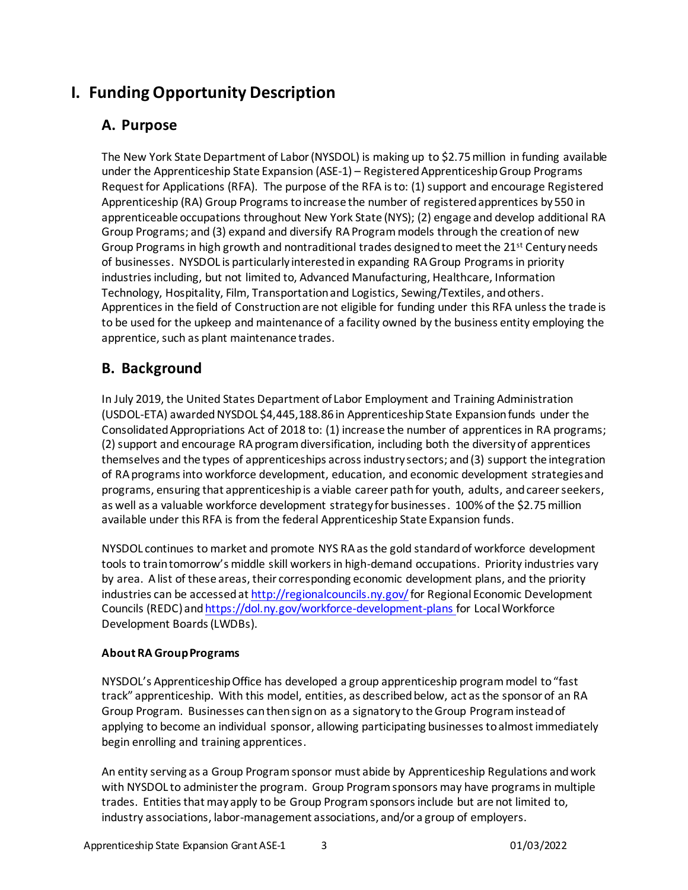# I. Funding Opportunity Description

## A. Purpose

The New York State Department of Labor (NYSDOL) is making up to $2.75 million in funding available under the Apprenticeship State Expansion (ASE-1) – Registered Apprenticeship Group Programs Request for Applications (RFA). The purpose of the RFA is to: (1) support and encourage Registered Apprenticeship (RA) Group Programs to increase the number of registered apprentices by 550 in apprenticeable occupations throughout New York State (NYS); (2) engage and develop additional RA Group Programs; and (3) expand and diversify RA Program models through the creation of new Group Programs in high growth and nontraditional trades designed to meet the 21st Century needs of businesses. NYSDOL is particularly interested in expanding RA Group Programs in priority industries including, but not limited to, Advanced Manufacturing, Healthcare, Information Technology, Hospitality, Film, Transportation and Logistics, Sewing/Textiles, and others. Apprentices in the field of Construction are not eligible for funding under this RFA unless the trade is to be used for the upkeep and maintenance of a facility owned by the business entity employing the apprentice, such as plant maintenance trades.

## B. Background

In July 2019, the United States Department of Labor Employment and Training Administration (USDOL-ETA) awarded NYSDOL $4,445,188.86 in Apprenticeship State Expansion funds under the Consolidated Appropriations Act of 2018 to: (1) increase the number of apprentices in RA programs; (2) support and encourage RA program diversification, including both the diversity of apprentices themselves and the types of apprenticeships across industry sectors; and (3) support the integration of RA programs into workforce development, education, and economic development strategies and programs, ensuring that apprenticeship is a viable career path for youth, adults, and career seekers, as well as a valuable workforce development strategy for businesses. 100% of the $2.75 million available under this RFA is from the federal Apprenticeship State Expansion funds.

NYSDOL continues to market and promote NYS RA as the gold standard of workforce development tools to train tomorrow's middle skill workers in high-demand occupations. Priority industries vary by area. A list of these areas, their corresponding economic development plans, and the priority industries can be accessed at http://regionalcouncils.ny.gov/ for Regional Economic Development Councils (REDC) and https://dol.ny.gov/workforce-development-plans for Local Workforce Development Boards (LWDBs).

**About RA Group Programs**

NYSDOL's Apprenticeship Office has developed a group apprenticeship program model to "fast track" apprenticeship. With this model, entities, as described below, act as the sponsor of an RA Group Program. Businesses can then sign on as a signatory to the Group Program instead of applying to become an individual sponsor, allowing participating businesses to almost immediately begin enrolling and training apprentices.

An entity serving as a Group Program sponsor must abide by Apprenticeship Regulations and work with NYSDOL to administer the program. Group Program sponsors may have programs in multiple trades. Entities that may apply to be Group Program sponsors include but are not limited to, industry associations, labor-management associations, and/or a group of employers.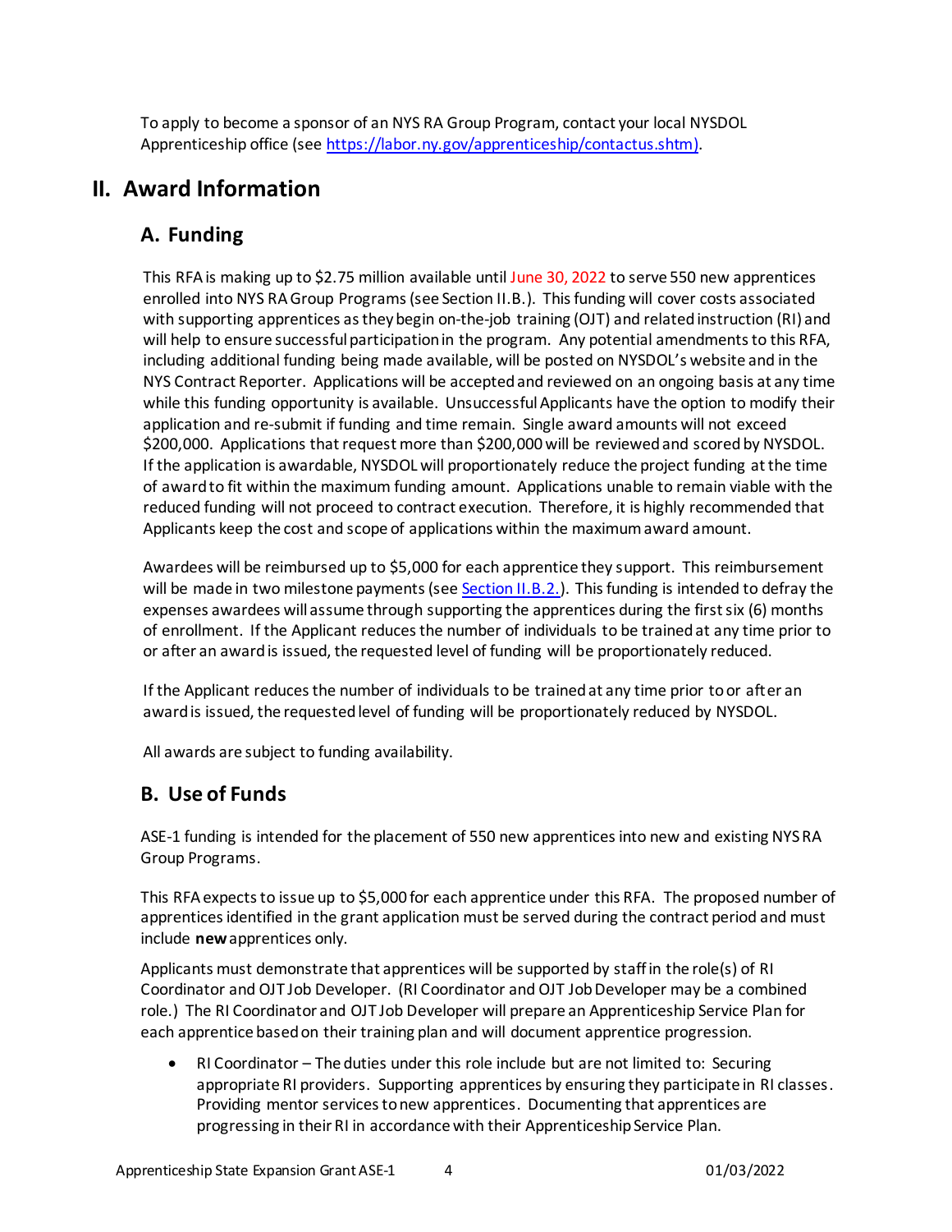To apply to become a sponsor of an NYS RA Group Program, contact your local NYSDOL Apprenticeship office (see https://labor.ny.gov/apprenticeship/contactus.shtm).

# II. Award Information

## A. Funding

This RFA is making up to $2.75 million available until June 30, 2022 to serve 550 new apprentices enrolled into NYS RA Group Programs (see Section II.B.). This funding will cover costs associated with supporting apprentices as they begin on-the-job training (OJT) and related instruction (RI) and will help to ensure successful participation in the program. Any potential amendments to this RFA, including additional funding being made available, will be posted on NYSDOL's website and in the NYS Contract Reporter. Applications will be accepted and reviewed on an ongoing basis at any time while this funding opportunity is available. Unsuccessful Applicants have the option to modify their application and re-submit if funding and time remain. Single award amounts will not exceed $200,000. Applications that request more than $200,000 will be reviewed and scored by NYSDOL. If the application is awardable, NYSDOL will proportionately reduce the project funding at the time of award to fit within the maximum funding amount. Applications unable to remain viable with the reduced funding will not proceed to contract execution. Therefore, it is highly recommended that Applicants keep the cost and scope of applications within the maximum award amount.

Awardees will be reimbursed up to $5,000 for each apprentice they support. This reimbursement will be made in two milestone payments (see Section II.B.2.). This funding is intended to defray the expenses awardees will assume through supporting the apprentices during the first six (6) months of enrollment. If the Applicant reduces the number of individuals to be trained at any time prior to or after an award is issued, the requested level of funding will be proportionately reduced.

If the Applicant reduces the number of individuals to be trained at any time prior to or after an award is issued, the requested level of funding will be proportionately reduced by NYSDOL.

All awards are subject to funding availability.

## B. Use of Funds

ASE-1 funding is intended for the placement of 550 new apprentices into new and existing NYS RA Group Programs.

This RFA expects to issue up to $5,000 for each apprentice under this RFA. The proposed number of apprentices identified in the grant application must be served during the contract period and must include **new** apprentices only.

Applicants must demonstrate that apprentices will be supported by staff in the role(s) of RI Coordinator and OJT Job Developer. (RI Coordinator and OJT Job Developer may be a combined role.) The RI Coordinator and OJT Job Developer will prepare an Apprenticeship Service Plan for each apprentice based on their training plan and will document apprentice progression.

- RI Coordinator – The duties under this role include but are not limited to: Securing appropriate RI providers. Supporting apprentices by ensuring they participate in RI classes. Providing mentor services to new apprentices. Documenting that apprentices are progressing in their RI in accordance with their Apprenticeship Service Plan.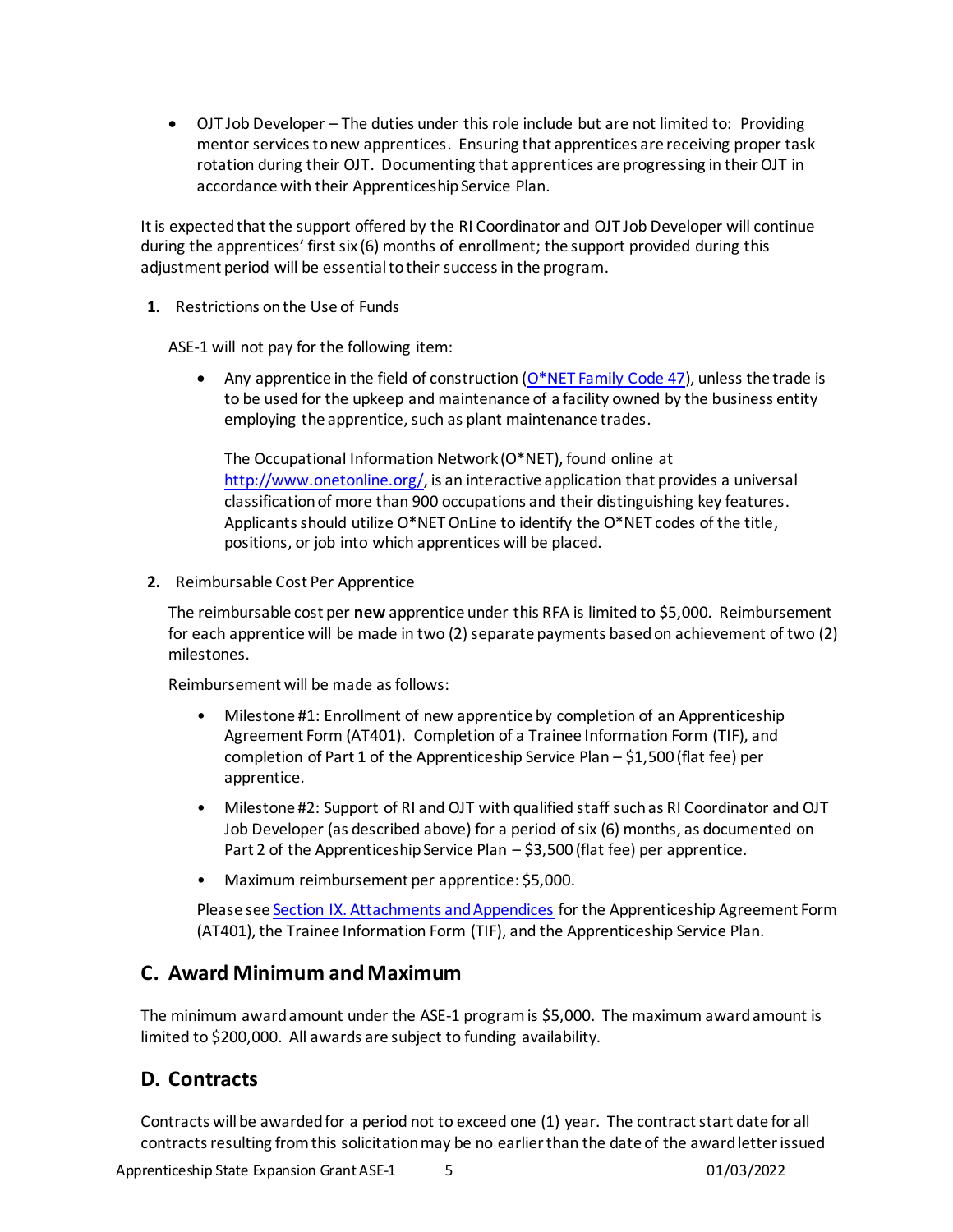- OJT Job Developer – The duties under this role include but are not limited to: Providing mentor services to new apprentices. Ensuring that apprentices are receiving proper task rotation during their OJT. Documenting that apprentices are progressing in their OJT in accordance with their Apprenticeship Service Plan.

It is expected that the support offered by the RI Coordinator and OJT Job Developer will continue during the apprentices' first six (6) months of enrollment; the support provided during this adjustment period will be essential to their success in the program.

1. Restrictions on the Use of Funds

   ASE-1 will not pay for the following item:

   - Any apprentice in the field of construction (O*NET Family Code 47), unless the trade is to be used for the upkeep and maintenance of a facility owned by the business entity employing the apprentice, such as plant maintenance trades.

     The Occupational Information Network (O*NET), found online at http://www.onetonline.org/, is an interactive application that provides a universal classification of more than 900 occupations and their distinguishing key features. Applicants should utilize O*NET OnLine to identify the O*NET codes of the title, positions, or job into which apprentices will be placed.

2. Reimbursable Cost Per Apprentice

   The reimbursable cost per **new** apprentice under this RFA is limited to $5,000. Reimbursement for each apprentice will be made in two (2) separate payments based on achievement of two (2) milestones.

   Reimbursement will be made as follows:

   - Milestone #1: Enrollment of new apprentice by completion of an Apprenticeship Agreement Form (AT401). Completion of a Trainee Information Form (TIF), and completion of Part 1 of the Apprenticeship Service Plan – $1,500 (flat fee) per apprentice.
   - Milestone #2: Support of RI and OJT with qualified staff such as RI Coordinator and OJT Job Developer (as described above) for a period of six (6) months, as documented on Part 2 of the Apprenticeship Service Plan – $3,500 (flat fee) per apprentice.
   - Maximum reimbursement per apprentice: $5,000.

   Please see Section IX. Attachments and Appendices for the Apprenticeship Agreement Form (AT401), the Trainee Information Form (TIF), and the Apprenticeship Service Plan.

## C. Award Minimum and Maximum

The minimum award amount under the ASE-1 program is $5,000. The maximum award amount is limited to $200,000. All awards are subject to funding availability.

## D. Contracts

Contracts will be awarded for a period not to exceed one (1) year. The contract start date for all contracts resulting from this solicitation may be no earlier than the date of the award letter issued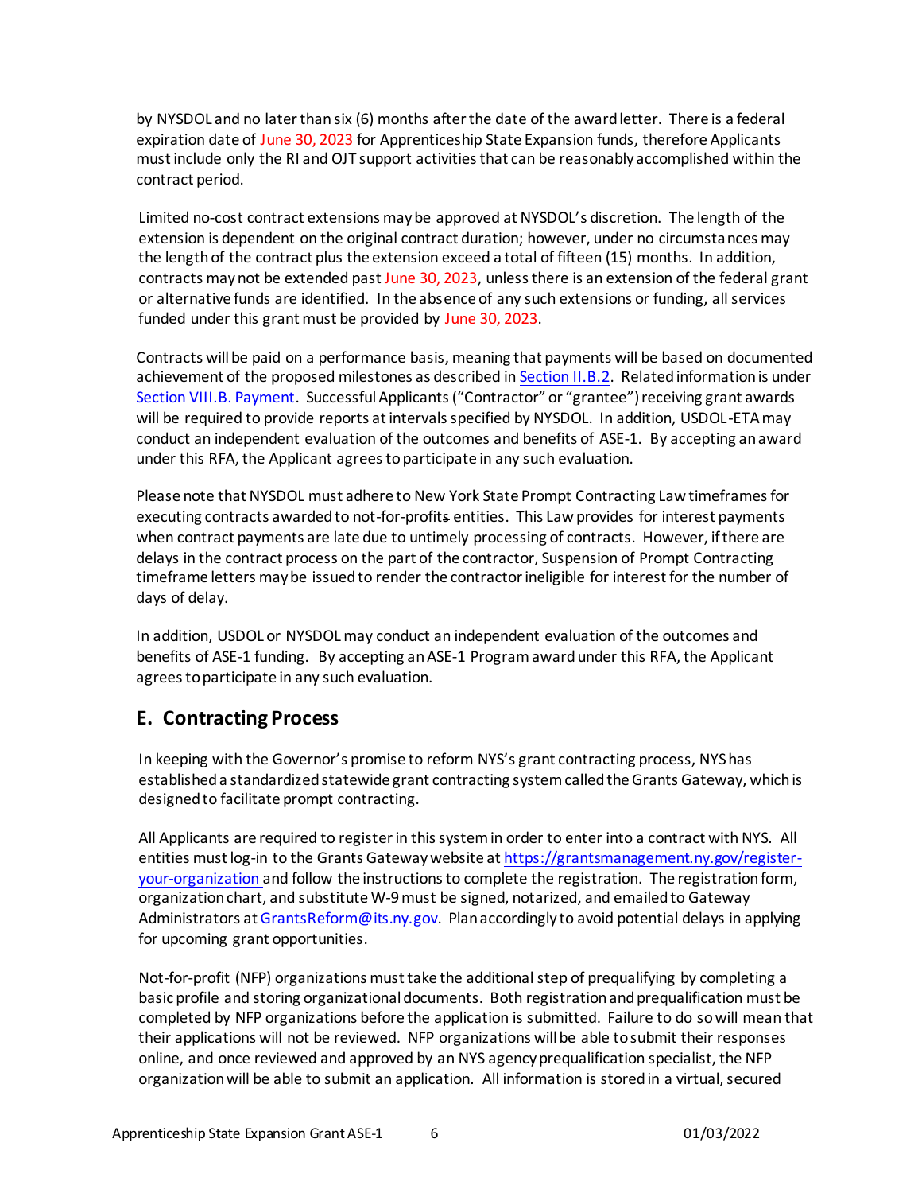by NYSDOL and no later than six (6) months after the date of the award letter. There is a federal expiration date of June 30, 2023 for Apprenticeship State Expansion funds, therefore Applicants must include only the RI and OJT support activities that can be reasonably accomplished within the contract period.

Limited no-cost contract extensions may be approved at NYSDOL's discretion. The length of the extension is dependent on the original contract duration; however, under no circumstances may the length of the contract plus the extension exceed a total of fifteen (15) months. In addition, contracts may not be extended past June 30, 2023, unless there is an extension of the federal grant or alternative funds are identified. In the absence of any such extensions or funding, all services funded under this grant must be provided by June 30, 2023.

Contracts will be paid on a performance basis, meaning that payments will be based on documented achievement of the proposed milestones as described in Section II.B.2. Related information is under Section VIII.B. Payment. Successful Applicants ("Contractor" or "grantee") receiving grant awards will be required to provide reports at intervals specified by NYSDOL. In addition, USDOL-ETA may conduct an independent evaluation of the outcomes and benefits of ASE-1. By accepting an award under this RFA, the Applicant agrees to participate in any such evaluation.

Please note that NYSDOL must adhere to New York State Prompt Contracting Law timeframes for executing contracts awarded to not-for-profits entities. This Law provides for interest payments when contract payments are late due to untimely processing of contracts. However, if there are delays in the contract process on the part of the contractor, Suspension of Prompt Contracting timeframe letters may be issued to render the contractor ineligible for interest for the number of days of delay.

In addition, USDOL or NYSDOL may conduct an independent evaluation of the outcomes and benefits of ASE-1 funding. By accepting an ASE-1 Program award under this RFA, the Applicant agrees to participate in any such evaluation.

## E. Contracting Process

In keeping with the Governor's promise to reform NYS's grant contracting process, NYS has established a standardized statewide grant contracting system called the Grants Gateway, which is designed to facilitate prompt contracting.

All Applicants are required to register in this system in order to enter into a contract with NYS. All entities must log-in to the Grants Gateway website at https://grantsmanagement.ny.gov/register-your-organization and follow the instructions to complete the registration. The registration form, organization chart, and substitute W-9 must be signed, notarized, and emailed to Gateway Administrators at GrantsReform@its.ny.gov. Plan accordingly to avoid potential delays in applying for upcoming grant opportunities.

Not-for-profit (NFP) organizations must take the additional step of prequalifying by completing a basic profile and storing organizational documents. Both registration and prequalification must be completed by NFP organizations before the application is submitted. Failure to do so will mean that their applications will not be reviewed. NFP organizations will be able to submit their responses online, and once reviewed and approved by an NYS agency prequalification specialist, the NFP organization will be able to submit an application. All information is stored in a virtual, secured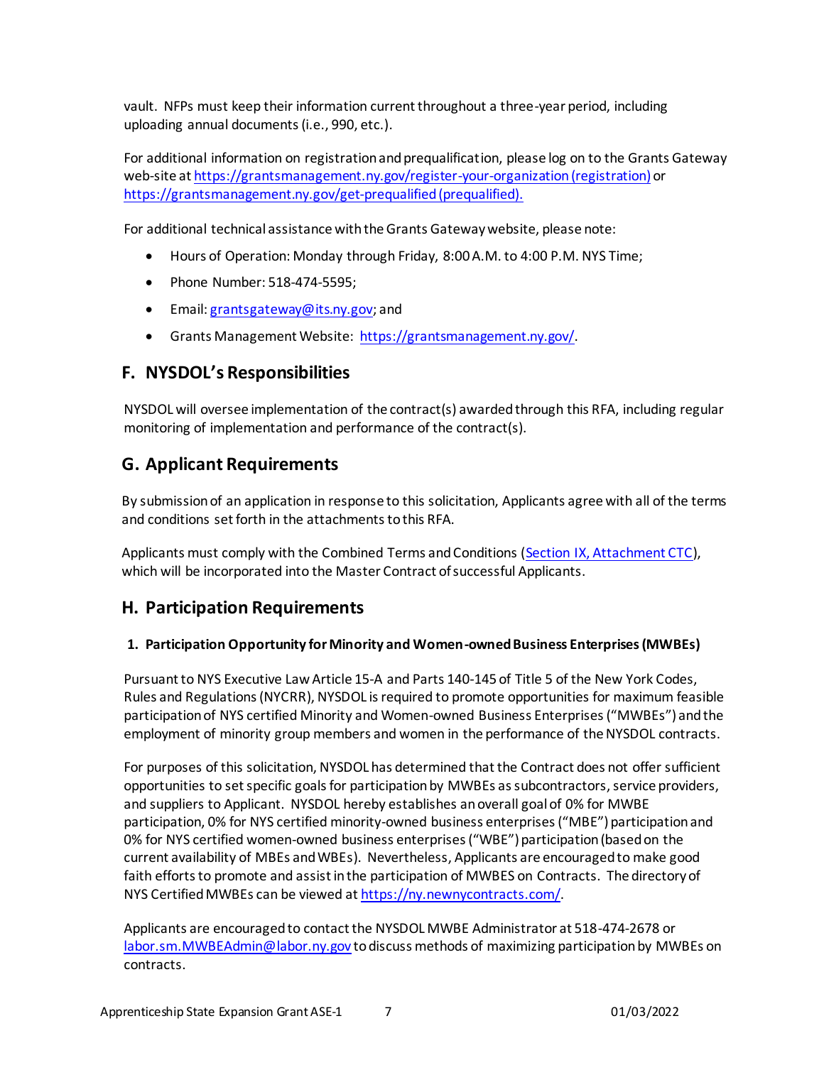vault. NFPs must keep their information current throughout a three-year period, including uploading annual documents (i.e., 990, etc.).

For additional information on registration and prequalification, please log on to the Grants Gateway web-site at [https://grantsmanagement.ny.gov/register-your-organization (registration)](https://grantsmanagement.ny.gov/register-your-organization) or [https://grantsmanagement.ny.gov/get-prequalified (prequalified).](https://grantsmanagement.ny.gov/get-prequalified)

For additional technical assistance with the Grants Gateway website, please note:

- Hours of Operation: Monday through Friday, 8:00 A.M. to 4:00 P.M. NYS Time;
- Phone Number: 518-474-5595;
- Email: grantsgateway@its.ny.gov; and
- Grants Management Website: https://grantsmanagement.ny.gov/.

## F. NYSDOL's Responsibilities

NYSDOL will oversee implementation of the contract(s) awarded through this RFA, including regular monitoring of implementation and performance of the contract(s).

## G. Applicant Requirements

By submission of an application in response to this solicitation, Applicants agree with all of the terms and conditions set forth in the attachments to this RFA.

Applicants must comply with the Combined Terms and Conditions (Section IX, Attachment CTC), which will be incorporated into the Master Contract of successful Applicants.

## H. Participation Requirements

### 1. Participation Opportunity for Minority and Women-owned Business Enterprises (MWBEs)

Pursuant to NYS Executive Law Article 15-A and Parts 140-145 of Title 5 of the New York Codes, Rules and Regulations (NYCRR), NYSDOL is required to promote opportunities for maximum feasible participation of NYS certified Minority and Women-owned Business Enterprises ("MWBEs") and the employment of minority group members and women in the performance of the NYSDOL contracts.

For purposes of this solicitation, NYSDOL has determined that the Contract does not offer sufficient opportunities to set specific goals for participation by MWBEs as subcontractors, service providers, and suppliers to Applicant. NYSDOL hereby establishes an overall goal of 0% for MWBE participation, 0% for NYS certified minority-owned business enterprises ("MBE") participation and 0% for NYS certified women-owned business enterprises ("WBE") participation (based on the current availability of MBEs and WBEs). Nevertheless, Applicants are encouraged to make good faith efforts to promote and assist in the participation of MWBES on Contracts. The directory of NYS Certified MWBEs can be viewed at https://ny.newnycontracts.com/.

Applicants are encouraged to contact the NYSDOL MWBE Administrator at 518-474-2678 or labor.sm.MWBEAdmin@labor.ny.gov to discuss methods of maximizing participation by MWBEs on contracts.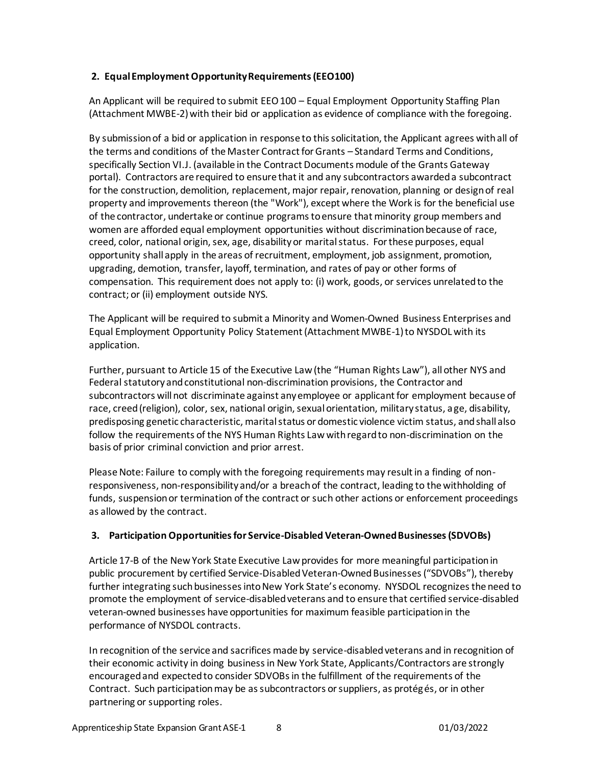## 2. Equal Employment Opportunity Requirements (EEO100)

An Applicant will be required to submit EEO 100 – Equal Employment Opportunity Staffing Plan (Attachment MWBE-2) with their bid or application as evidence of compliance with the foregoing.

By submission of a bid or application in response to this solicitation, the Applicant agrees with all of the terms and conditions of the Master Contract for Grants – Standard Terms and Conditions, specifically Section VI.J. (available in the Contract Documents module of the Grants Gateway portal). Contractors are required to ensure that it and any subcontractors awarded a subcontract for the construction, demolition, replacement, major repair, renovation, planning or design of real property and improvements thereon (the "Work"), except where the Work is for the beneficial use of the contractor, undertake or continue programs to ensure that minority group members and women are afforded equal employment opportunities without discrimination because of race, creed, color, national origin, sex, age, disability or marital status. For these purposes, equal opportunity shall apply in the areas of recruitment, employment, job assignment, promotion, upgrading, demotion, transfer, layoff, termination, and rates of pay or other forms of compensation. This requirement does not apply to: (i) work, goods, or services unrelated to the contract; or (ii) employment outside NYS.

The Applicant will be required to submit a Minority and Women-Owned Business Enterprises and Equal Employment Opportunity Policy Statement (Attachment MWBE-1) to NYSDOL with its application.

Further, pursuant to Article 15 of the Executive Law (the "Human Rights Law"), all other NYS and Federal statutory and constitutional non-discrimination provisions, the Contractor and subcontractors will not discriminate against any employee or applicant for employment because of race, creed (religion), color, sex, national origin, sexual orientation, military status, age, disability, predisposing genetic characteristic, marital status or domestic violence victim status, and shall also follow the requirements of the NYS Human Rights Law with regard to non-discrimination on the basis of prior criminal conviction and prior arrest.

Please Note: Failure to comply with the foregoing requirements may result in a finding of non-responsiveness, non-responsibility and/or a breach of the contract, leading to the withholding of funds, suspension or termination of the contract or such other actions or enforcement proceedings as allowed by the contract.

## 3. Participation Opportunities for Service-Disabled Veteran-Owned Businesses (SDVOBs)

Article 17-B of the New York State Executive Law provides for more meaningful participation in public procurement by certified Service-Disabled Veteran-Owned Businesses ("SDVOBs"), thereby further integrating such businesses into New York State's economy. NYSDOL recognizes the need to promote the employment of service-disabled veterans and to ensure that certified service-disabled veteran-owned businesses have opportunities for maximum feasible participation in the performance of NYSDOL contracts.

In recognition of the service and sacrifices made by service-disabled veterans and in recognition of their economic activity in doing business in New York State, Applicants/Contractors are strongly encouraged and expected to consider SDVOBs in the fulfillment of the requirements of the Contract. Such participation may be as subcontractors or suppliers, as protégés, or in other partnering or supporting roles.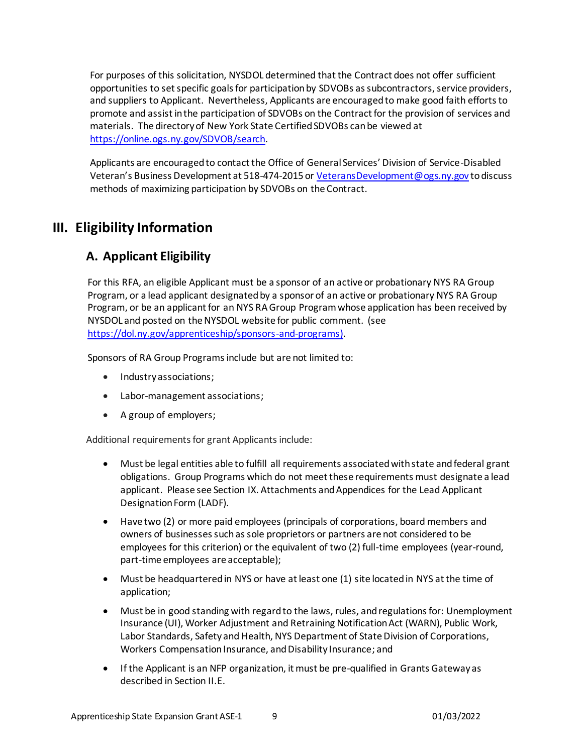For purposes of this solicitation, NYSDOL determined that the Contract does not offer sufficient opportunities to set specific goals for participation by SDVOBs as subcontractors, service providers, and suppliers to Applicant. Nevertheless, Applicants are encouraged to make good faith efforts to promote and assist in the participation of SDVOBs on the Contract for the provision of services and materials. The directory of New York State Certified SDVOBs can be viewed at https://online.ogs.ny.gov/SDVOB/search.

Applicants are encouraged to contact the Office of General Services' Division of Service-Disabled Veteran's Business Development at 518-474-2015 or VeteransDevelopment@ogs.ny.gov to discuss methods of maximizing participation by SDVOBs on the Contract.

# III. Eligibility Information

## A. Applicant Eligibility

For this RFA, an eligible Applicant must be a sponsor of an active or probationary NYS RA Group Program, or a lead applicant designated by a sponsor of an active or probationary NYS RA Group Program, or be an applicant for an NYS RA Group Program whose application has been received by NYSDOL and posted on the NYSDOL website for public comment. (see https://dol.ny.gov/apprenticeship/sponsors-and-programs).

Sponsors of RA Group Programs include but are not limited to:

- Industry associations;
- Labor-management associations;
- A group of employers;

Additional requirements for grant Applicants include:

- Must be legal entities able to fulfill all requirements associated with state and federal grant obligations. Group Programs which do not meet these requirements must designate a lead applicant. Please see Section IX. Attachments and Appendices for the Lead Applicant Designation Form (LADF).
- Have two (2) or more paid employees (principals of corporations, board members and owners of businesses such as sole proprietors or partners are not considered to be employees for this criterion) or the equivalent of two (2) full-time employees (year-round, part-time employees are acceptable);
- Must be headquartered in NYS or have at least one (1) site located in NYS at the time of application;
- Must be in good standing with regard to the laws, rules, and regulations for: Unemployment Insurance (UI), Worker Adjustment and Retraining Notification Act (WARN), Public Work, Labor Standards, Safety and Health, NYS Department of State Division of Corporations, Workers Compensation Insurance, and Disability Insurance; and
- If the Applicant is an NFP organization, it must be pre-qualified in Grants Gateway as described in Section II.E.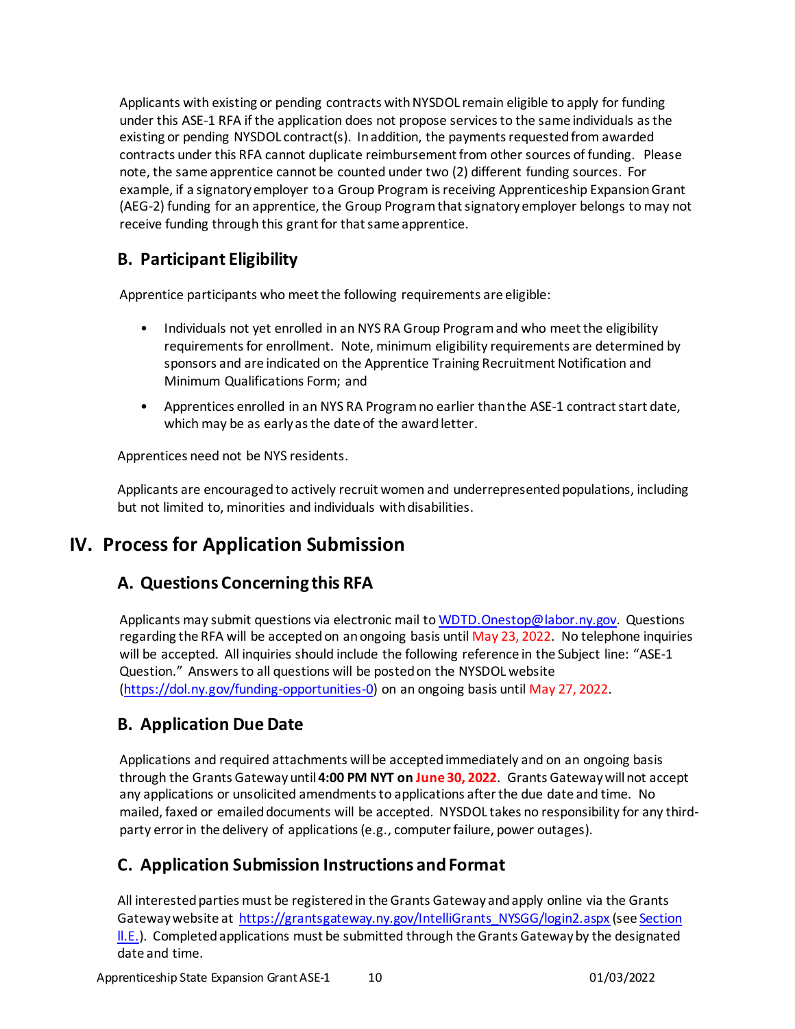Applicants with existing or pending contracts with NYSDOL remain eligible to apply for funding under this ASE-1 RFA if the application does not propose services to the same individuals as the existing or pending NYSDOL contract(s). In addition, the payments requested from awarded contracts under this RFA cannot duplicate reimbursement from other sources of funding. Please note, the same apprentice cannot be counted under two (2) different funding sources. For example, if a signatory employer to a Group Program is receiving Apprenticeship Expansion Grant (AEG-2) funding for an apprentice, the Group Program that signatory employer belongs to may not receive funding through this grant for that same apprentice.

### B. Participant Eligibility

Apprentice participants who meet the following requirements are eligible:

- Individuals not yet enrolled in an NYS RA Group Program and who meet the eligibility requirements for enrollment. Note, minimum eligibility requirements are determined by sponsors and are indicated on the Apprentice Training Recruitment Notification and Minimum Qualifications Form; and
- Apprentices enrolled in an NYS RA Program no earlier than the ASE-1 contract start date, which may be as early as the date of the award letter.

Apprentices need not be NYS residents.

Applicants are encouraged to actively recruit women and underrepresented populations, including but not limited to, minorities and individuals with disabilities.

## IV. Process for Application Submission

### A. Questions Concerning this RFA

Applicants may submit questions via electronic mail to [WDTD.Onestop@labor.ny.gov](mailto:WDTD.Onestop@labor.ny.gov). Questions regarding the RFA will be accepted on an ongoing basis until May 23, 2022. No telephone inquiries will be accepted. All inquiries should include the following reference in the Subject line: "ASE-1 Question." Answers to all questions will be posted on the NYSDOL website ([https://dol.ny.gov/funding-opportunities-0](https://dol.ny.gov/funding-opportunities-0)) on an ongoing basis until May 27, 2022.

### B. Application Due Date

Applications and required attachments will be accepted immediately and on an ongoing basis through the Grants Gateway until **4:00 PM NYT on June 30, 2022**. Grants Gateway will not accept any applications or unsolicited amendments to applications after the due date and time. No mailed, faxed or emailed documents will be accepted. NYSDOL takes no responsibility for any third-party error in the delivery of applications (e.g., computer failure, power outages).

### C. Application Submission Instructions and Format

All interested parties must be registered in the Grants Gateway and apply online via the Grants Gateway website at [https://grantsgateway.ny.gov/IntelliGrants_NYSGG/login2.aspx](https://grantsgateway.ny.gov/IntelliGrants_NYSGG/login2.aspx) (see Section II.E.). Completed applications must be submitted through the Grants Gateway by the designated date and time.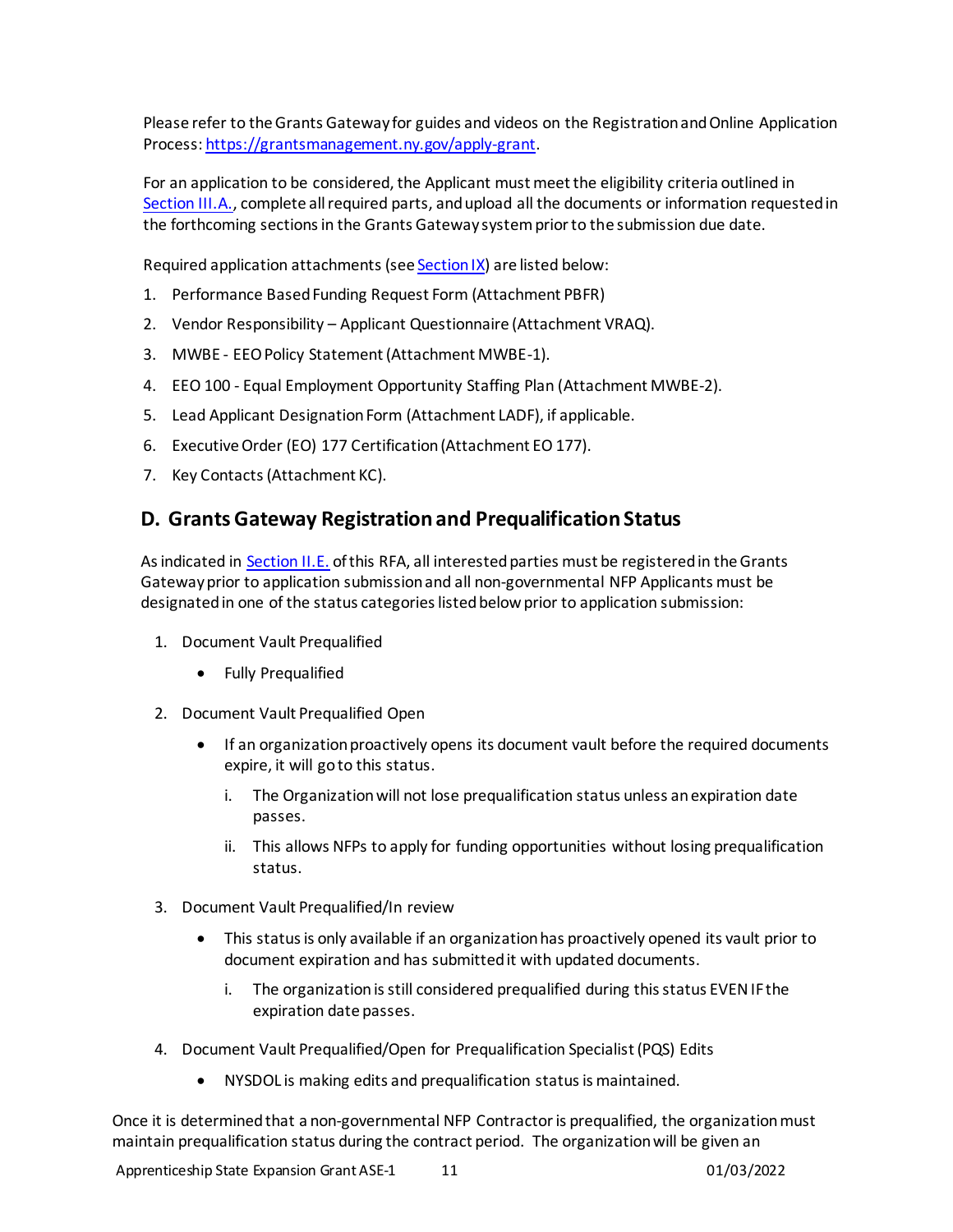Please refer to the Grants Gateway for guides and videos on the Registration and Online Application Process: https://grantsmanagement.ny.gov/apply-grant.

For an application to be considered, the Applicant must meet the eligibility criteria outlined in Section III.A., complete all required parts, and upload all the documents or information requested in the forthcoming sections in the Grants Gateway system prior to the submission due date.

Required application attachments (see Section IX) are listed below:

1. Performance Based Funding Request Form (Attachment PBFR)
2. Vendor Responsibility – Applicant Questionnaire (Attachment VRAQ).
3. MWBE - EEO Policy Statement (Attachment MWBE-1).
4. EEO 100 - Equal Employment Opportunity Staffing Plan (Attachment MWBE-2).
5. Lead Applicant Designation Form (Attachment LADF), if applicable.
6. Executive Order (EO) 177 Certification (Attachment EO 177).
7. Key Contacts (Attachment KC).

## D. Grants Gateway Registration and Prequalification Status

As indicated in Section II.E. of this RFA, all interested parties must be registered in the Grants Gateway prior to application submission and all non-governmental NFP Applicants must be designated in one of the status categories listed below prior to application submission:

1. Document Vault Prequalified
   - Fully Prequalified
2. Document Vault Prequalified Open
   - If an organization proactively opens its document vault before the required documents expire, it will go to this status.
     1. The Organization will not lose prequalification status unless an expiration date passes.
     2. This allows NFPs to apply for funding opportunities without losing prequalification status.
3. Document Vault Prequalified/In review
   - This status is only available if an organization has proactively opened its vault prior to document expiration and has submitted it with updated documents.
     1. The organization is still considered prequalified during this status EVEN IF the expiration date passes.
4. Document Vault Prequalified/Open for Prequalification Specialist (PQS) Edits
   - NYSDOL is making edits and prequalification status is maintained.

Once it is determined that a non-governmental NFP Contractor is prequalified, the organization must maintain prequalification status during the contract period. The organization will be given an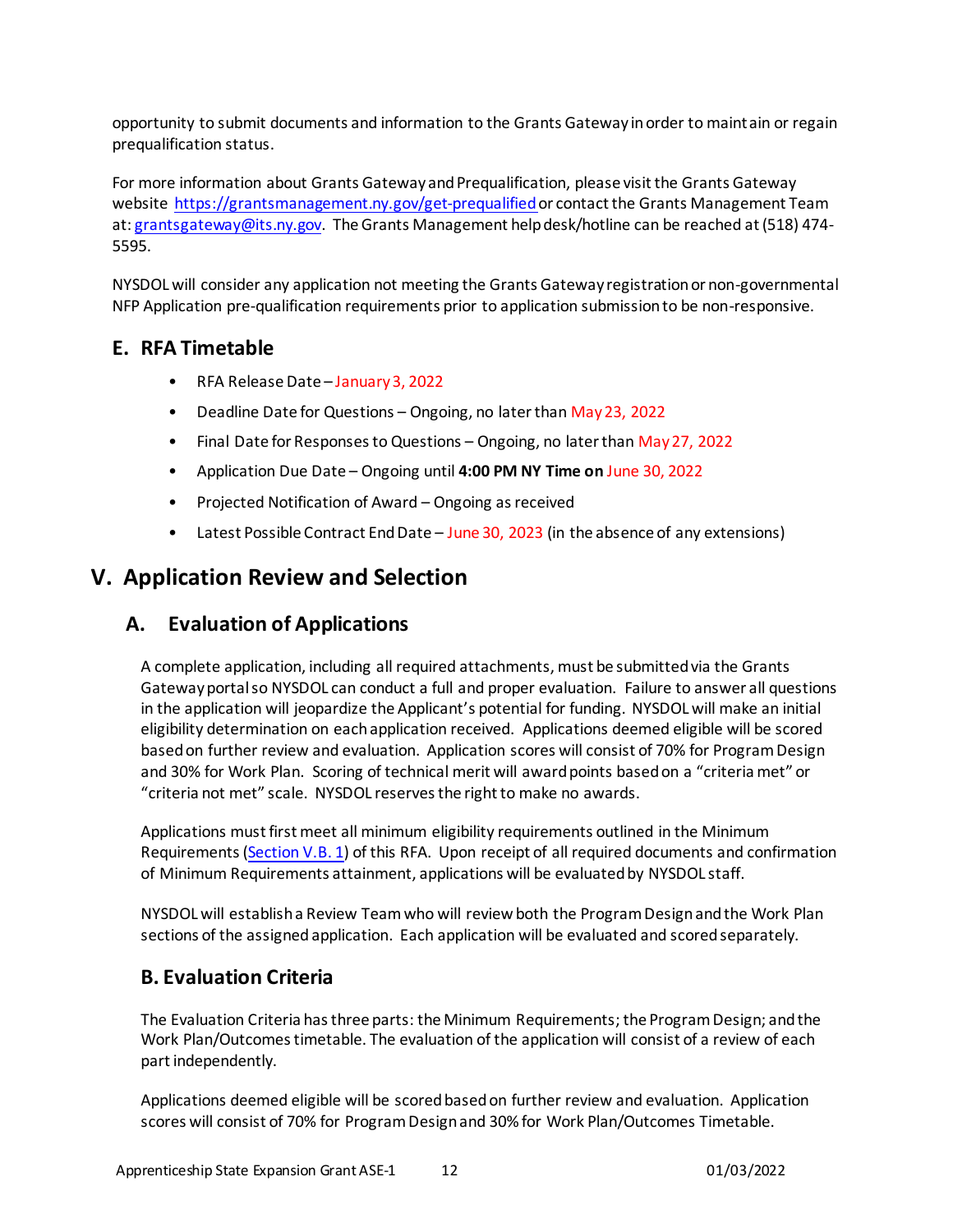opportunity to submit documents and information to the Grants Gateway in order to maintain or regain prequalification status.

For more information about Grants Gateway and Prequalification, please visit the Grants Gateway website [https://grantsmanagement.ny.gov/get-prequalified](https://grantsmanagement.ny.gov/get-prequalified) or contact the Grants Management Team at: [grantsgateway@its.ny.gov](mailto:grantsgateway@its.ny.gov). The Grants Management help desk/hotline can be reached at (518) 474-5595.

NYSDOL will consider any application not meeting the Grants Gateway registration or non-governmental NFP Application pre-qualification requirements prior to application submission to be non-responsive.

## E. RFA Timetable

- RFA Release Date – January 3, 2022
- Deadline Date for Questions – Ongoing, no later than May 23, 2022
- Final Date for Responses to Questions – Ongoing, no later than May 27, 2022
- Application Due Date – Ongoing until **4:00 PM NY Time on** June 30, 2022
- Projected Notification of Award – Ongoing as received
- Latest Possible Contract End Date – June 30, 2023 (in the absence of any extensions)

# V. Application Review and Selection

## A. Evaluation of Applications

A complete application, including all required attachments, must be submitted via the Grants Gateway portal so NYSDOL can conduct a full and proper evaluation. Failure to answer all questions in the application will jeopardize the Applicant's potential for funding. NYSDOL will make an initial eligibility determination on each application received. Applications deemed eligible will be scored based on further review and evaluation. Application scores will consist of 70% for Program Design and 30% for Work Plan. Scoring of technical merit will award points based on a "criteria met" or "criteria not met" scale. NYSDOL reserves the right to make no awards.

Applications must first meet all minimum eligibility requirements outlined in the Minimum Requirements (Section V.B. 1) of this RFA. Upon receipt of all required documents and confirmation of Minimum Requirements attainment, applications will be evaluated by NYSDOL staff.

NYSDOL will establish a Review Team who will review both the Program Design and the Work Plan sections of the assigned application. Each application will be evaluated and scored separately.

## B. Evaluation Criteria

The Evaluation Criteria has three parts: the Minimum Requirements; the Program Design; and the Work Plan/Outcomes timetable. The evaluation of the application will consist of a review of each part independently.

Applications deemed eligible will be scored based on further review and evaluation. Application scores will consist of 70% for Program Design and 30% for Work Plan/Outcomes Timetable.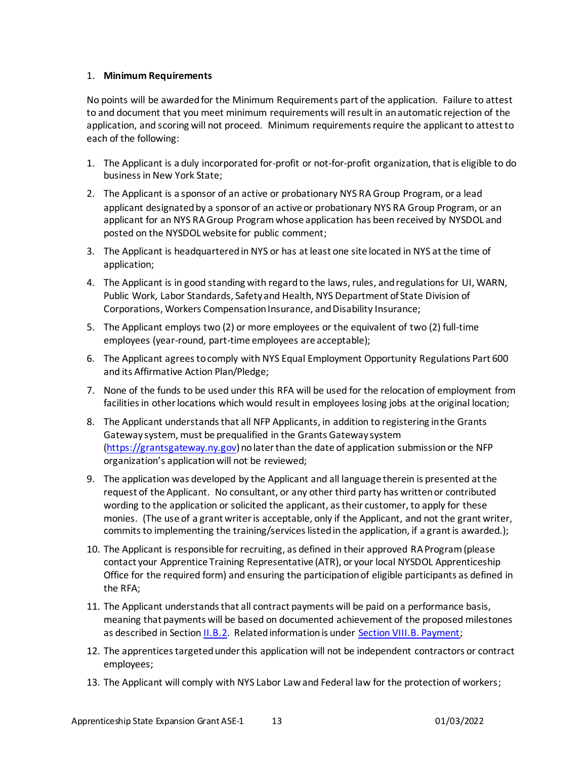1. **Minimum Requirements**

No points will be awarded for the Minimum Requirements part of the application. Failure to attest to and document that you meet minimum requirements will result in an automatic rejection of the application, and scoring will not proceed. Minimum requirements require the applicant to attest to each of the following:

1. The Applicant is a duly incorporated for-profit or not-for-profit organization, that is eligible to do business in New York State;
2. The Applicant is a sponsor of an active or probationary NYS RA Group Program, or a lead applicant designated by a sponsor of an active or probationary NYS RA Group Program, or an applicant for an NYS RA Group Program whose application has been received by NYSDOL and posted on the NYSDOL website for public comment;
3. The Applicant is headquartered in NYS or has at least one site located in NYS at the time of application;
4. The Applicant is in good standing with regard to the laws, rules, and regulations for UI, WARN, Public Work, Labor Standards, Safety and Health, NYS Department of State Division of Corporations, Workers Compensation Insurance, and Disability Insurance;
5. The Applicant employs two (2) or more employees or the equivalent of two (2) full-time employees (year-round, part-time employees are acceptable);
6. The Applicant agrees to comply with NYS Equal Employment Opportunity Regulations Part 600 and its Affirmative Action Plan/Pledge;
7. None of the funds to be used under this RFA will be used for the relocation of employment from facilities in other locations which would result in employees losing jobs at the original location;
8. The Applicant understands that all NFP Applicants, in addition to registering in the Grants Gateway system, must be prequalified in the Grants Gateway system ([https://grantsgateway.ny.gov](https://grantsgateway.ny.gov)) no later than the date of application submission or the NFP organization's application will not be reviewed;
9. The application was developed by the Applicant and all language therein is presented at the request of the Applicant. No consultant, or any other third party has written or contributed wording to the application or solicited the applicant, as their customer, to apply for these monies. (The use of a grant writer is acceptable, only if the Applicant, and not the grant writer, commits to implementing the training/services listed in the application, if a grant is awarded.);
10. The Applicant is responsible for recruiting, as defined in their approved RA Program (please contact your Apprentice Training Representative (ATR), or your local NYSDOL Apprenticeship Office for the required form) and ensuring the participation of eligible participants as defined in the RFA;
11. The Applicant understands that all contract payments will be paid on a performance basis, meaning that payments will be based on documented achievement of the proposed milestones as described in Section II.B.2. Related information is under Section VIII.B. Payment;
12. The apprentices targeted under this application will not be independent contractors or contract employees;
13. The Applicant will comply with NYS Labor Law and Federal law for the protection of workers;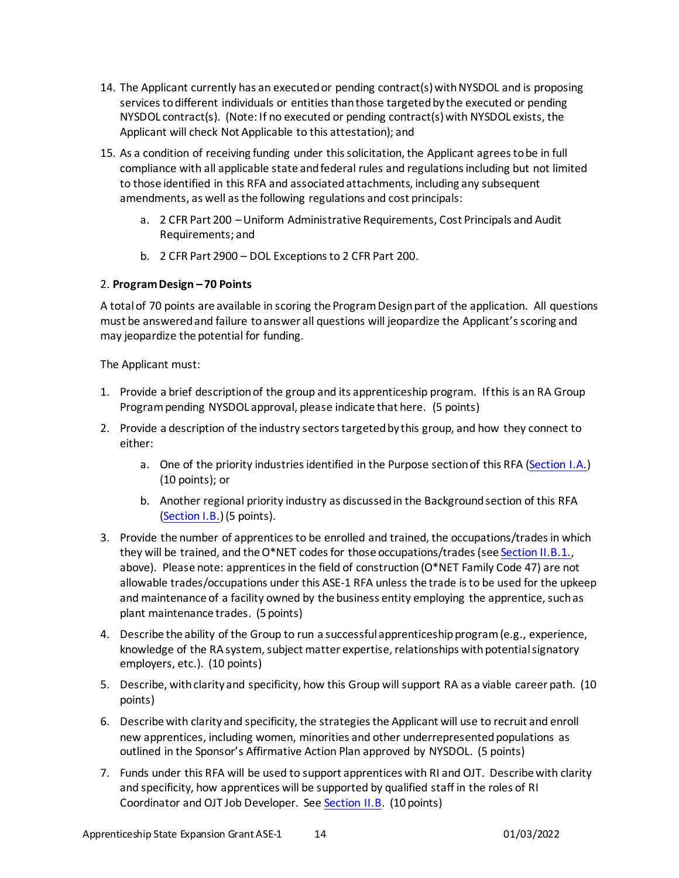14. The Applicant currently has an executed or pending contract(s) with NYSDOL and is proposing services to different individuals or entities than those targeted by the executed or pending NYSDOL contract(s). (Note: If no executed or pending contract(s) with NYSDOL exists, the Applicant will check Not Applicable to this attestation); and
15. As a condition of receiving funding under this solicitation, the Applicant agrees to be in full compliance with all applicable state and federal rules and regulations including but not limited to those identified in this RFA and associated attachments, including any subsequent amendments, as well as the following regulations and cost principals:
    a. 2 CFR Part 200 – Uniform Administrative Requirements, Cost Principals and Audit Requirements; and
    b. 2 CFR Part 2900 – DOL Exceptions to 2 CFR Part 200.

2. **Program Design – 70 Points**

A total of 70 points are available in scoring the Program Design part of the application. All questions must be answered and failure to answer all questions will jeopardize the Applicant's scoring and may jeopardize the potential for funding.

The Applicant must:

1. Provide a brief description of the group and its apprenticeship program. If this is an RA Group Program pending NYSDOL approval, please indicate that here. (5 points)
2. Provide a description of the industry sectors targeted by this group, and how they connect to either:
    a. One of the priority industries identified in the Purpose section of this RFA (Section I.A.) (10 points); or
    b. Another regional priority industry as discussed in the Background section of this RFA (Section I.B.) (5 points).
3. Provide the number of apprentices to be enrolled and trained, the occupations/trades in which they will be trained, and the O*NET codes for those occupations/trades (see Section II.B.1., above). Please note: apprentices in the field of construction (O*NET Family Code 47) are not allowable trades/occupations under this ASE-1 RFA unless the trade is to be used for the upkeep and maintenance of a facility owned by the business entity employing the apprentice, such as plant maintenance trades. (5 points)
4. Describe the ability of the Group to run a successful apprenticeship program (e.g., experience, knowledge of the RA system, subject matter expertise, relationships with potential signatory employers, etc.). (10 points)
5. Describe, with clarity and specificity, how this Group will support RA as a viable career path. (10 points)
6. Describe with clarity and specificity, the strategies the Applicant will use to recruit and enroll new apprentices, including women, minorities and other underrepresented populations as outlined in the Sponsor's Affirmative Action Plan approved by NYSDOL. (5 points)
7. Funds under this RFA will be used to support apprentices with RI and OJT. Describe with clarity and specificity, how apprentices will be supported by qualified staff in the roles of RI Coordinator and OJT Job Developer. See Section II.B. (10 points)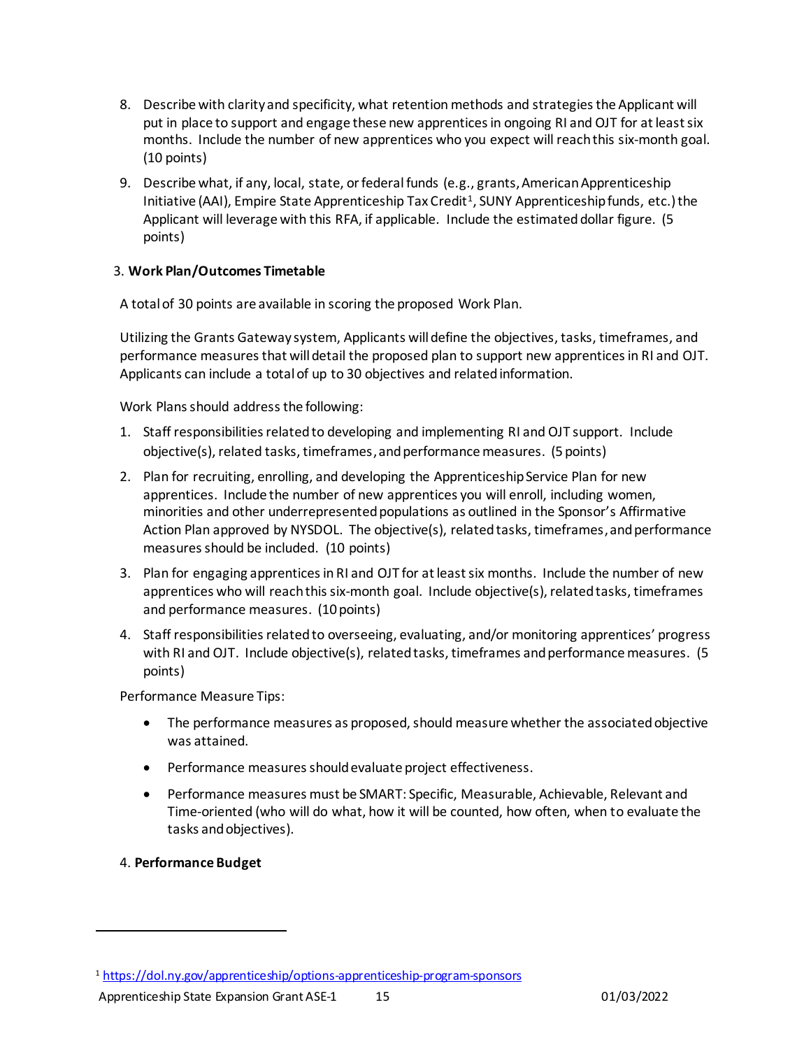8. Describe with clarity and specificity, what retention methods and strategies the Applicant will put in place to support and engage these new apprentices in ongoing RI and OJT for at least six months. Include the number of new apprentices who you expect will reach this six-month goal. (10 points)

9. Describe what, if any, local, state, or federal funds (e.g., grants, American Apprenticeship Initiative (AAI), Empire State Apprenticeship Tax Credit[1], SUNY Apprenticeship funds, etc.) the Applicant will leverage with this RFA, if applicable. Include the estimated dollar figure. (5 points)

3. **Work Plan/Outcomes Timetable**

A total of 30 points are available in scoring the proposed Work Plan.

Utilizing the Grants Gateway system, Applicants will define the objectives, tasks, timeframes, and performance measures that will detail the proposed plan to support new apprentices in RI and OJT. Applicants can include a total of up to 30 objectives and related information.

Work Plans should address the following:

1. Staff responsibilities related to developing and implementing RI and OJT support. Include objective(s), related tasks, timeframes, and performance measures. (5 points)
2. Plan for recruiting, enrolling, and developing the Apprenticeship Service Plan for new apprentices. Include the number of new apprentices you will enroll, including women, minorities and other underrepresented populations as outlined in the Sponsor's Affirmative Action Plan approved by NYSDOL. The objective(s), related tasks, timeframes, and performance measures should be included. (10 points)
3. Plan for engaging apprentices in RI and OJT for at least six months. Include the number of new apprentices who will reach this six-month goal. Include objective(s), related tasks, timeframes and performance measures. (10 points)
4. Staff responsibilities related to overseeing, evaluating, and/or monitoring apprentices' progress with RI and OJT. Include objective(s), related tasks, timeframes and performance measures. (5 points)

Performance Measure Tips:

- The performance measures as proposed, should measure whether the associated objective was attained.
- Performance measures should evaluate project effectiveness.
- Performance measures must be SMART: Specific, Measurable, Achievable, Relevant and Time-oriented (who will do what, how it will be counted, how often, when to evaluate the tasks and objectives).

4. **Performance Budget**

---

[1] https://dol.ny.gov/apprenticeship/options-apprenticeship-program-sponsors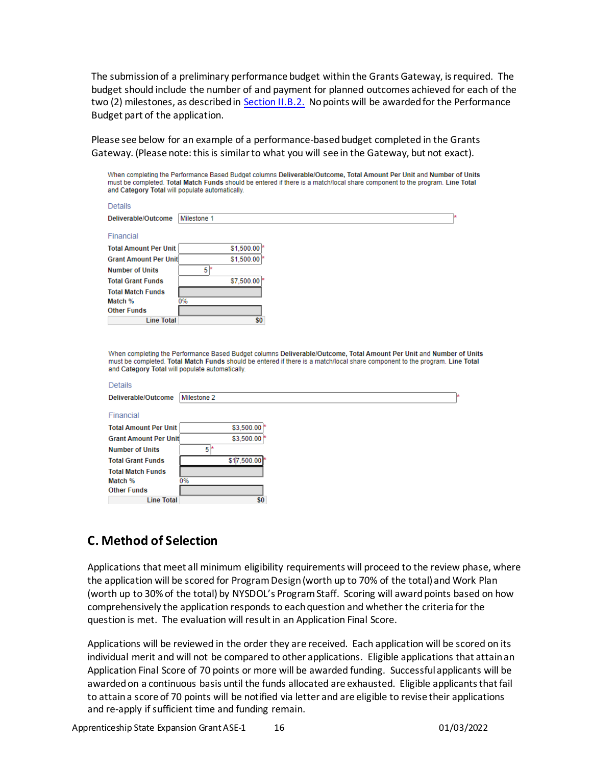The submission of a preliminary performance budget within the Grants Gateway, is required. The budget should include the number of and payment for planned outcomes achieved for each of the two (2) milestones, as described in Section II.B.2. No points will be awarded for the Performance Budget part of the application.

Please see below for an example of a performance-based budget completed in the Grants Gateway. (Please note: this is similar to what you will see in the Gateway, but not exact).

When completing the Performance Based Budget columns **Deliverable/Outcome, Total Amount Per Unit** and **Number of Units** must be completed. **Total Match Funds** should be entered if there is a match/local share component to the program. **Line Total** and **Category Total** will populate automatically.

Details

| | |
|---|---|
| **Deliverable/Outcome** | Milestone 1 * |

Financial

| | |
|---|---|
| **Total Amount Per Unit** | $1,500.00 * |
| **Grant Amount Per Unit** | $1,500.00 * |
| **Number of Units** | 5 * |
| **Total Grant Funds** | $7,500.00 * |
| **Total Match Funds** | |
| **Match %** | 0% |
| **Other Funds** | |
| **Line Total** | $0 |

When completing the Performance Based Budget columns **Deliverable/Outcome, Total Amount Per Unit** and **Number of Units** must be completed. **Total Match Funds** should be entered if there is a match/local share component to the program. **Line Total** and **Category Total** will populate automatically.

Details

| | |
|---|---|
| **Deliverable/Outcome** | Milestone 2 * |

Financial

| | |
|---|---|
| **Total Amount Per Unit** | $3,500.00 * |
| **Grant Amount Per Unit** | $3,500.00 * |
| **Number of Units** | 5 * |
| **Total Grant Funds** | $17,500.00 * |
| **Total Match Funds** | |
| **Match %** | 0% |
| **Other Funds** | |
| **Line Total** | $0 |

## C. Method of Selection

Applications that meet all minimum eligibility requirements will proceed to the review phase, where the application will be scored for Program Design (worth up to 70% of the total) and Work Plan (worth up to 30% of the total) by NYSDOL's Program Staff. Scoring will award points based on how comprehensively the application responds to each question and whether the criteria for the question is met. The evaluation will result in an Application Final Score.

Applications will be reviewed in the order they are received. Each application will be scored on its individual merit and will not be compared to other applications. Eligible applications that attain an Application Final Score of 70 points or more will be awarded funding. Successful applicants will be awarded on a continuous basis until the funds allocated are exhausted. Eligible applicants that fail to attain a score of 70 points will be notified via letter and are eligible to revise their applications and re-apply if sufficient time and funding remain.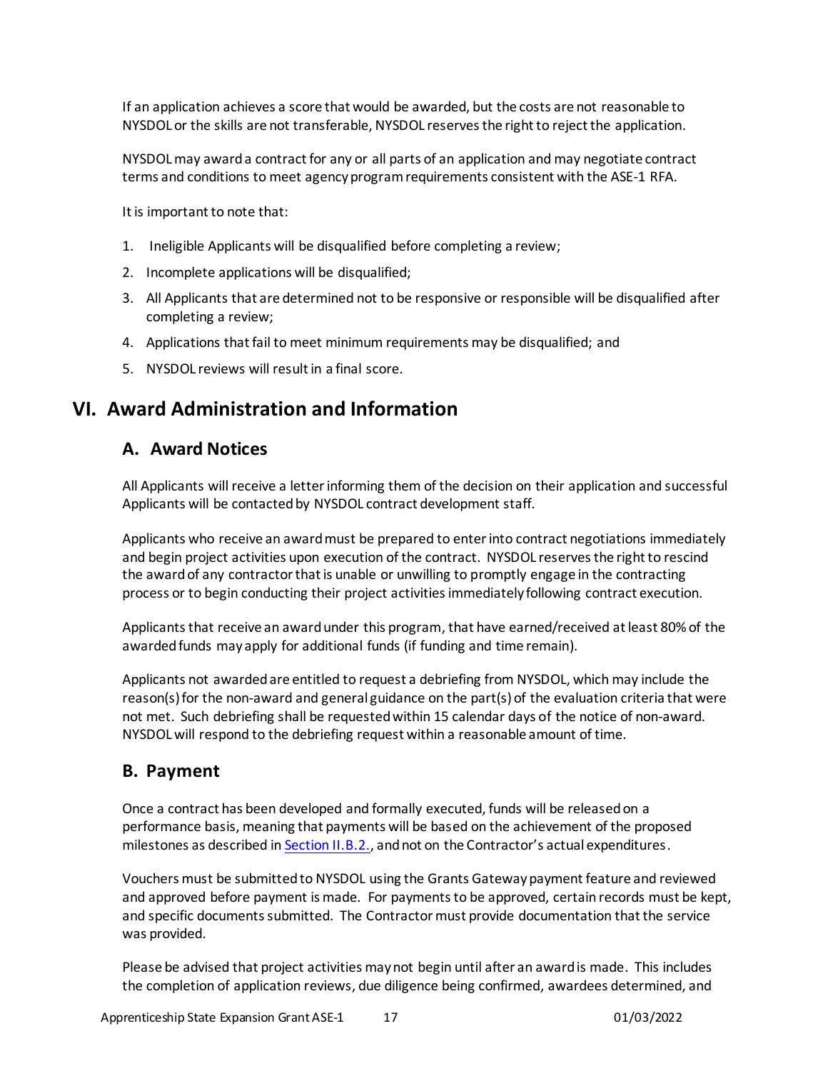If an application achieves a score that would be awarded, but the costs are not reasonable to NYSDOL or the skills are not transferable, NYSDOL reserves the right to reject the application.

NYSDOL may award a contract for any or all parts of an application and may negotiate contract terms and conditions to meet agency program requirements consistent with the ASE-1 RFA.

It is important to note that:

1. Ineligible Applicants will be disqualified before completing a review;
2. Incomplete applications will be disqualified;
3. All Applicants that are determined not to be responsive or responsible will be disqualified after completing a review;
4. Applications that fail to meet minimum requirements may be disqualified; and
5. NYSDOL reviews will result in a final score.

# VI. Award Administration and Information

## A. Award Notices

All Applicants will receive a letter informing them of the decision on their application and successful Applicants will be contacted by NYSDOL contract development staff.

Applicants who receive an award must be prepared to enter into contract negotiations immediately and begin project activities upon execution of the contract. NYSDOL reserves the right to rescind the award of any contractor that is unable or unwilling to promptly engage in the contracting process or to begin conducting their project activities immediately following contract execution.

Applicants that receive an award under this program, that have earned/received at least 80% of the awarded funds may apply for additional funds (if funding and time remain).

Applicants not awarded are entitled to request a debriefing from NYSDOL, which may include the reason(s) for the non-award and general guidance on the part(s) of the evaluation criteria that were not met. Such debriefing shall be requested within 15 calendar days of the notice of non-award. NYSDOL will respond to the debriefing request within a reasonable amount of time.

## B. Payment

Once a contract has been developed and formally executed, funds will be released on a performance basis, meaning that payments will be based on the achievement of the proposed milestones as described in Section II.B.2., and not on the Contractor's actual expenditures.

Vouchers must be submitted to NYSDOL using the Grants Gateway payment feature and reviewed and approved before payment is made. For payments to be approved, certain records must be kept, and specific documents submitted. The Contractor must provide documentation that the service was provided.

Please be advised that project activities may not begin until after an award is made. This includes the completion of application reviews, due diligence being confirmed, awardees determined, and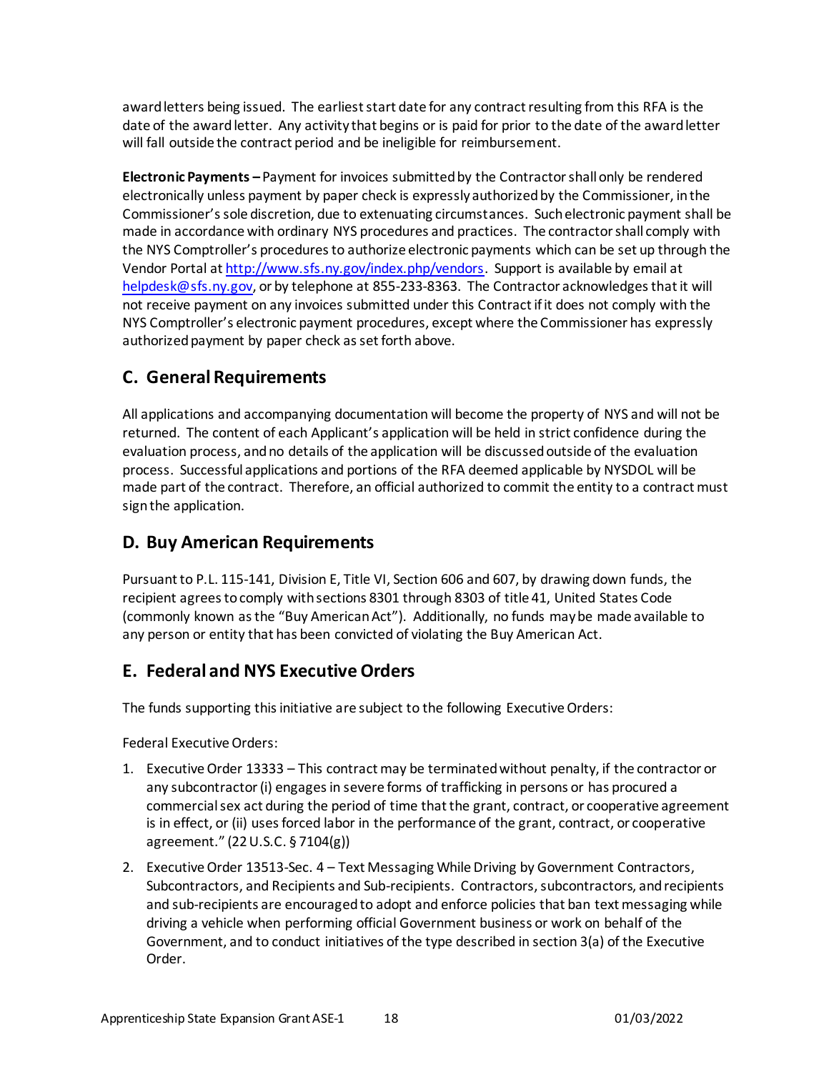award letters being issued. The earliest start date for any contract resulting from this RFA is the date of the award letter. Any activity that begins or is paid for prior to the date of the award letter will fall outside the contract period and be ineligible for reimbursement.

**Electronic Payments –** Payment for invoices submitted by the Contractor shall only be rendered electronically unless payment by paper check is expressly authorized by the Commissioner, in the Commissioner's sole discretion, due to extenuating circumstances. Such electronic payment shall be made in accordance with ordinary NYS procedures and practices. The contractor shall comply with the NYS Comptroller's procedures to authorize electronic payments which can be set up through the Vendor Portal at http://www.sfs.ny.gov/index.php/vendors. Support is available by email at helpdesk@sfs.ny.gov, or by telephone at 855-233-8363. The Contractor acknowledges that it will not receive payment on any invoices submitted under this Contract if it does not comply with the NYS Comptroller's electronic payment procedures, except where the Commissioner has expressly authorized payment by paper check as set forth above.

## C. General Requirements

All applications and accompanying documentation will become the property of NYS and will not be returned. The content of each Applicant's application will be held in strict confidence during the evaluation process, and no details of the application will be discussed outside of the evaluation process. Successful applications and portions of the RFA deemed applicable by NYSDOL will be made part of the contract. Therefore, an official authorized to commit the entity to a contract must sign the application.

## D. Buy American Requirements

Pursuant to P.L. 115-141, Division E, Title VI, Section 606 and 607, by drawing down funds, the recipient agrees to comply with sections 8301 through 8303 of title 41, United States Code (commonly known as the "Buy American Act"). Additionally, no funds may be made available to any person or entity that has been convicted of violating the Buy American Act.

## E. Federal and NYS Executive Orders

The funds supporting this initiative are subject to the following Executive Orders:

Federal Executive Orders:

1. Executive Order 13333 – This contract may be terminated without penalty, if the contractor or any subcontractor (i) engages in severe forms of trafficking in persons or has procured a commercial sex act during the period of time that the grant, contract, or cooperative agreement is in effect, or (ii) uses forced labor in the performance of the grant, contract, or cooperative agreement." (22 U.S.C. § 7104(g))
2. Executive Order 13513-Sec. 4 – Text Messaging While Driving by Government Contractors, Subcontractors, and Recipients and Sub-recipients. Contractors, subcontractors, and recipients and sub-recipients are encouraged to adopt and enforce policies that ban text messaging while driving a vehicle when performing official Government business or work on behalf of the Government, and to conduct initiatives of the type described in section 3(a) of the Executive Order.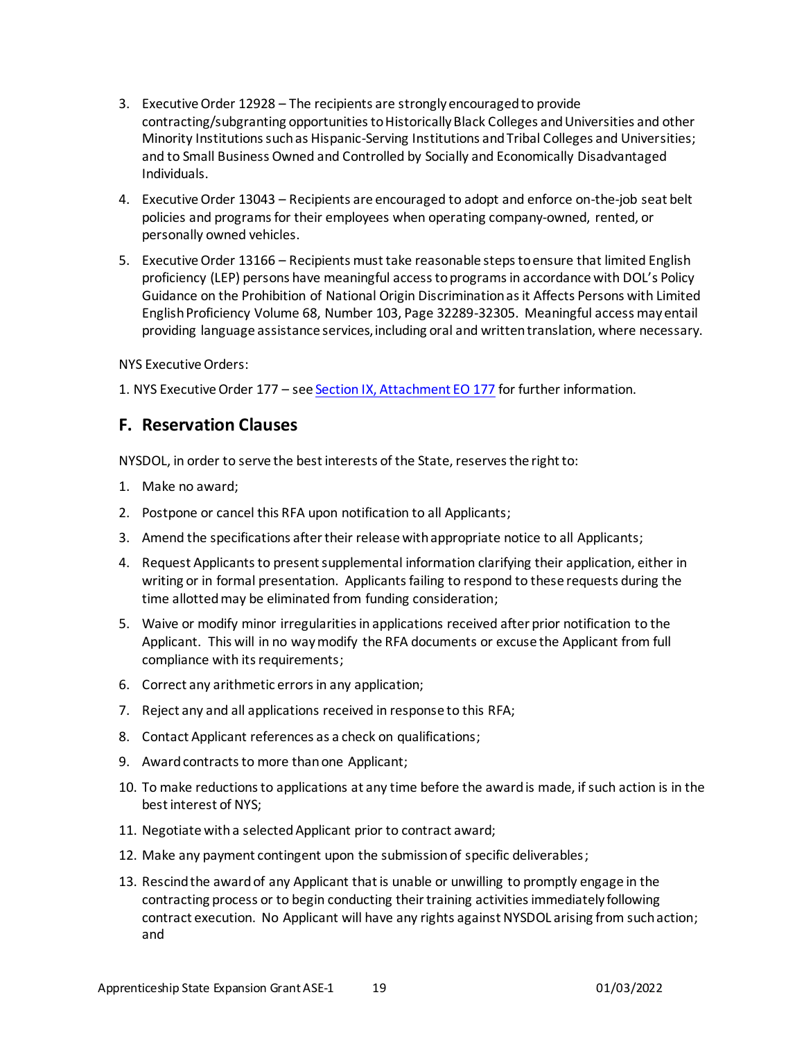3. Executive Order 12928 – The recipients are strongly encouraged to provide contracting/subgranting opportunities to Historically Black Colleges and Universities and other Minority Institutions such as Hispanic-Serving Institutions and Tribal Colleges and Universities; and to Small Business Owned and Controlled by Socially and Economically Disadvantaged Individuals.
4. Executive Order 13043 – Recipients are encouraged to adopt and enforce on-the-job seat belt policies and programs for their employees when operating company-owned, rented, or personally owned vehicles.
5. Executive Order 13166 – Recipients must take reasonable steps to ensure that limited English proficiency (LEP) persons have meaningful access to programs in accordance with DOL's Policy Guidance on the Prohibition of National Origin Discrimination as it Affects Persons with Limited English Proficiency Volume 68, Number 103, Page 32289-32305. Meaningful access may entail providing language assistance services, including oral and written translation, where necessary.

NYS Executive Orders:

1. NYS Executive Order 177 – see Section IX, Attachment EO 177 for further information.

## F. Reservation Clauses

NYSDOL, in order to serve the best interests of the State, reserves the right to:

1. Make no award;
2. Postpone or cancel this RFA upon notification to all Applicants;
3. Amend the specifications after their release with appropriate notice to all Applicants;
4. Request Applicants to present supplemental information clarifying their application, either in writing or in formal presentation. Applicants failing to respond to these requests during the time allotted may be eliminated from funding consideration;
5. Waive or modify minor irregularities in applications received after prior notification to the Applicant. This will in no way modify the RFA documents or excuse the Applicant from full compliance with its requirements;
6. Correct any arithmetic errors in any application;
7. Reject any and all applications received in response to this RFA;
8. Contact Applicant references as a check on qualifications;
9. Award contracts to more than one Applicant;
10. To make reductions to applications at any time before the award is made, if such action is in the best interest of NYS;
11. Negotiate with a selected Applicant prior to contract award;
12. Make any payment contingent upon the submission of specific deliverables;
13. Rescind the award of any Applicant that is unable or unwilling to promptly engage in the contracting process or to begin conducting their training activities immediately following contract execution. No Applicant will have any rights against NYSDOL arising from such action; and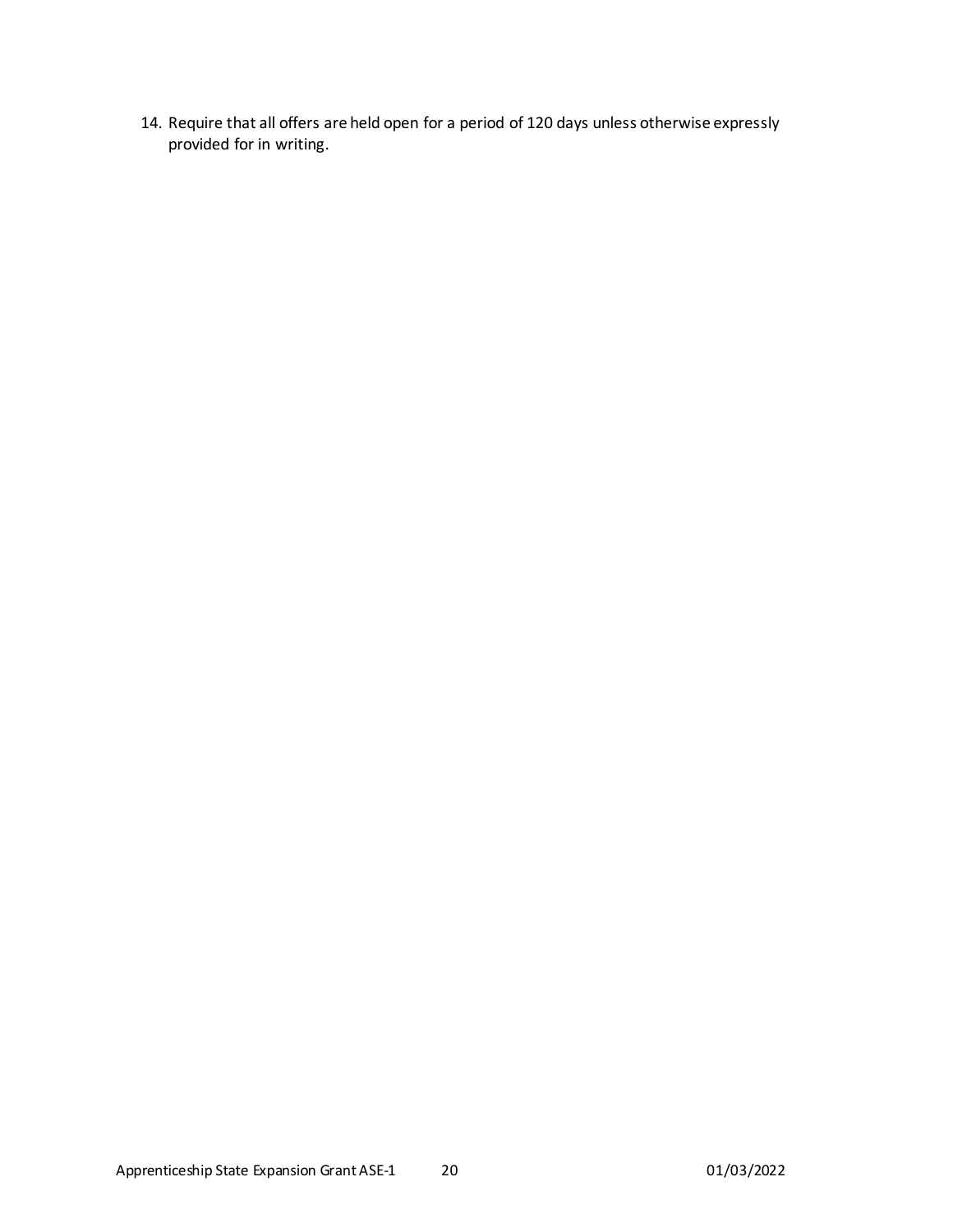14. Require that all offers are held open for a period of 120 days unless otherwise expressly provided for in writing.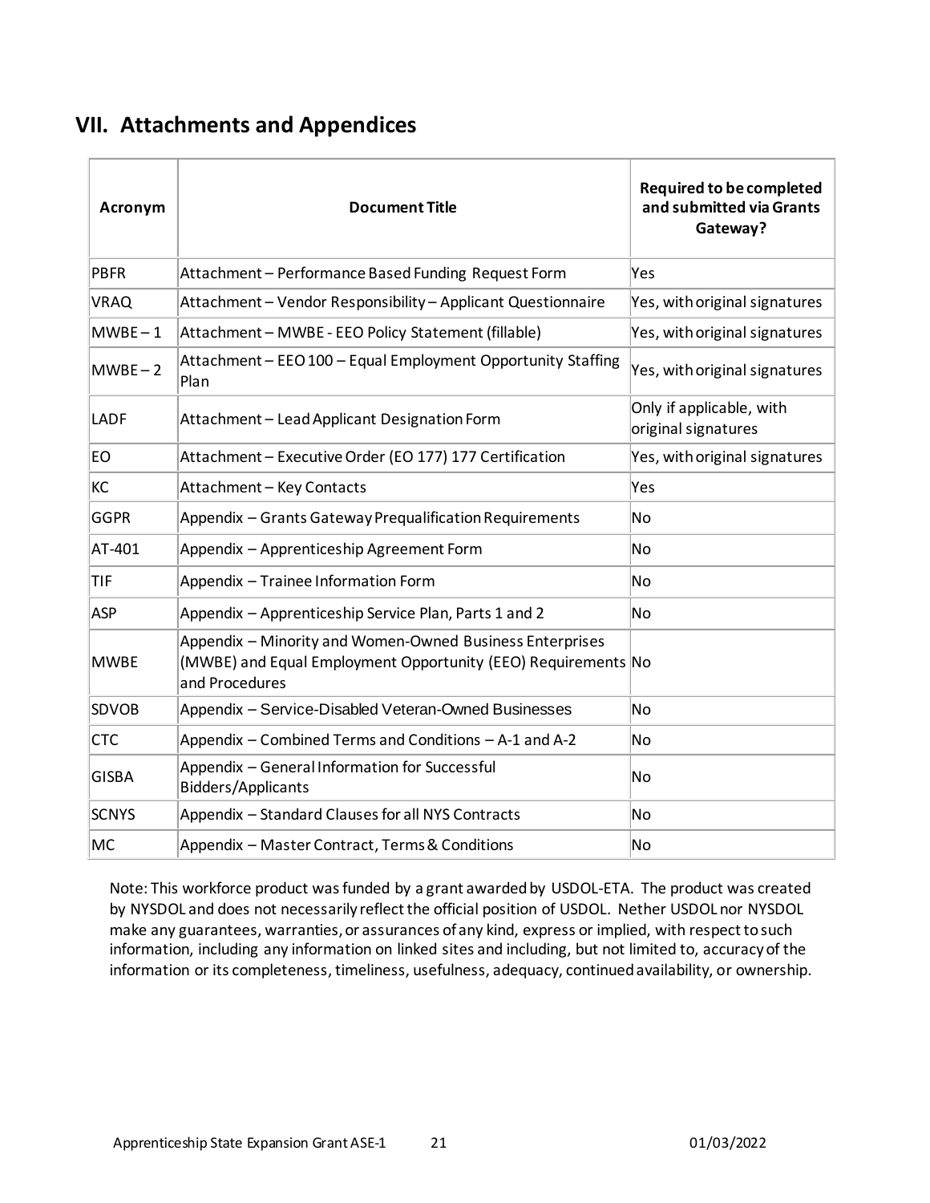## VII. Attachments and Appendices

| Acronym | Document Title | Required to be completed and submitted via Grants Gateway? |
|---|---|---|
| PBFR | Attachment – Performance Based Funding Request Form | Yes |
| VRAQ | Attachment – Vendor Responsibility – Applicant Questionnaire | Yes, with original signatures |
| MWBE – 1 | Attachment – MWBE - EEO Policy Statement (fillable) | Yes, with original signatures |
| MWBE – 2 | Attachment – EEO 100 – Equal Employment Opportunity Staffing Plan | Yes, with original signatures |
| LADF | Attachment – Lead Applicant Designation Form | Only if applicable, with original signatures |
| EO | Attachment – Executive Order (EO 177) 177 Certification | Yes, with original signatures |
| KC | Attachment – Key Contacts | Yes |
| GGPR | Appendix – Grants Gateway Prequalification Requirements | No |
| AT-401 | Appendix – Apprenticeship Agreement Form | No |
| TIF | Appendix – Trainee Information Form | No |
| ASP | Appendix – Apprenticeship Service Plan, Parts 1 and 2 | No |
| MWBE | Appendix – Minority and Women-Owned Business Enterprises (MWBE) and Equal Employment Opportunity (EEO) Requirements and Procedures | No |
| SDVOB | Appendix – Service-Disabled Veteran-Owned Businesses | No |
| CTC | Appendix – Combined Terms and Conditions – A-1 and A-2 | No |
| GISBA | Appendix – General Information for Successful Bidders/Applicants | No |
| SCNYS | Appendix – Standard Clauses for all NYS Contracts | No |
| MC | Appendix – Master Contract, Terms & Conditions | No |

Note: This workforce product was funded by a grant awarded by USDOL-ETA. The product was created by NYSDOL and does not necessarily reflect the official position of USDOL. Nether USDOL nor NYSDOL make any guarantees, warranties, or assurances of any kind, express or implied, with respect to such information, including any information on linked sites and including, but not limited to, accuracy of the information or its completeness, timeliness, usefulness, adequacy, continued availability, or ownership.